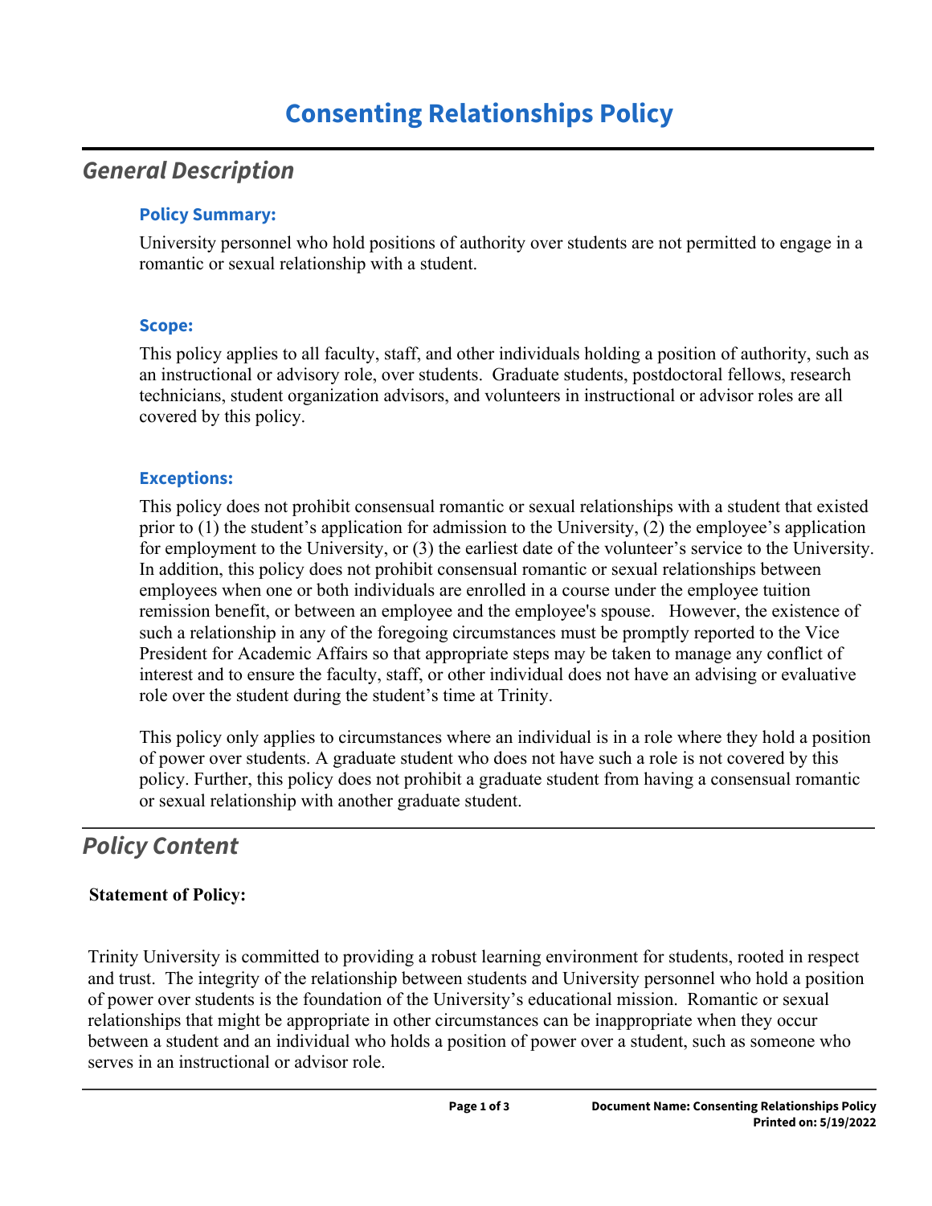# Consenting Relationships Policy

## General Description

### Policy Summary:

University personnel who hold positions of authority over students are not permitted to engage in a romantic or sexual relationship with a student.

### Scope:

This policy applies to all faculty, staff, and other individuals holding a position of authority, such as an instructional or advisory role, over students. Graduate students, postdoctoral fellows, research technicians, student organization advisors, and volunteers in instructional or advisor roles are all covered by this policy.

### Exceptions:

This policy does not prohibit consensual romantic or sexual relationships with a student that existed prior to (1) the student's application for admission to the University, (2) the employee's application for employment to the University, or (3) the earliest date of the volunteer's service to the University. In addition, this policy does not prohibit consensual romantic or sexual relationships between employees when one or both individuals are enrolled in a course under the employee tuition remission benefit, or between an employee and the employee's spouse. However, the existence of such a relationship in any of the foregoing circumstances must be promptly reported to the Vice President for Academic Affairs so that appropriate steps may be taken to manage any conflict of interest and to ensure the faculty, staff, or other individual does not have an advising or evaluative role over the student during the student's time at Trinity.

This policy only applies to circumstances where an individual is in a role where they hold a position of power over students. A graduate student who does not have such a role is not covered by this policy. Further, this policy does not prohibit a graduate student from having a consensual romantic or sexual relationship with another graduate student.

## Policy Content

**Statement of Policy:**

Trinity University is committed to providing a robust learning environment for students, rooted in respect and trust. The integrity of the relationship between students and University personnel who hold a position of power over students is the foundation of the University's educational mission. Romantic or sexual relationships that might be appropriate in other circumstances can be inappropriate when they occur between a student and an individual who holds a position of power over a student, such as someone who serves in an instructional or advisor role.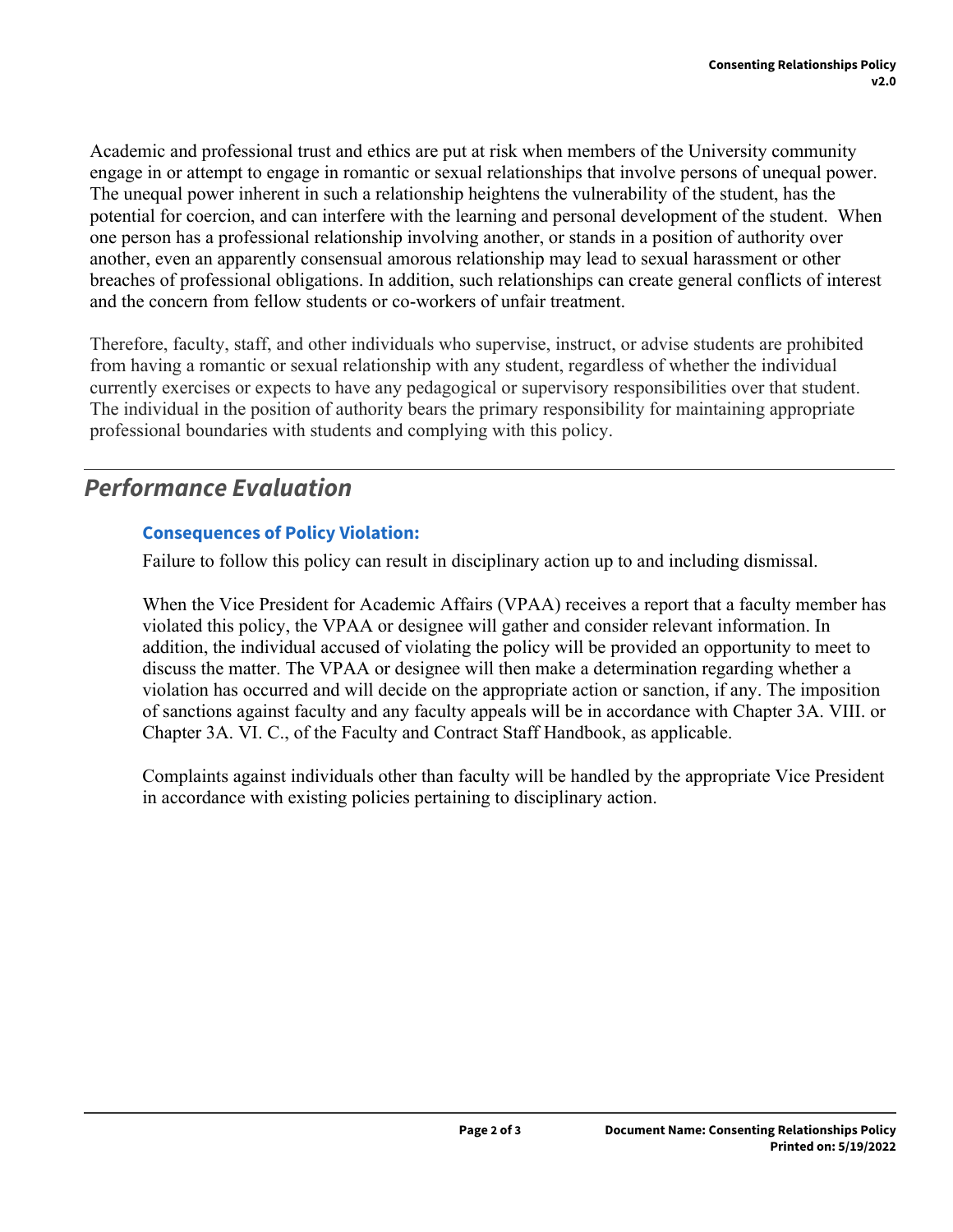Academic and professional trust and ethics are put at risk when members of the University community engage in or attempt to engage in romantic or sexual relationships that involve persons of unequal power. The unequal power inherent in such a relationship heightens the vulnerability of the student, has the potential for coercion, and can interfere with the learning and personal development of the student. When one person has a professional relationship involving another, or stands in a position of authority over another, even an apparently consensual amorous relationship may lead to sexual harassment or other breaches of professional obligations. In addition, such relationships can create general conflicts of interest and the concern from fellow students or co-workers of unfair treatment.

Therefore, faculty, staff, and other individuals who supervise, instruct, or advise students are prohibited from having a romantic or sexual relationship with any student, regardless of whether the individual currently exercises or expects to have any pedagogical or supervisory responsibilities over that student. The individual in the position of authority bears the primary responsibility for maintaining appropriate professional boundaries with students and complying with this policy.

## *Performance Evaluation*

### Consequences of Policy Violation:

Failure to follow this policy can result in disciplinary action up to and including dismissal.

When the Vice President for Academic Affairs (VPAA) receives a report that a faculty member has violated this policy, the VPAA or designee will gather and consider relevant information. In addition, the individual accused of violating the policy will be provided an opportunity to meet to discuss the matter. The VPAA or designee will then make a determination regarding whether a violation has occurred and will decide on the appropriate action or sanction, if any. The imposition of sanctions against faculty and any faculty appeals will be in accordance with Chapter 3A. VIII. or Chapter 3A. VI. C., of the Faculty and Contract Staff Handbook, as applicable.

Complaints against individuals other than faculty will be handled by the appropriate Vice President in accordance with existing policies pertaining to disciplinary action.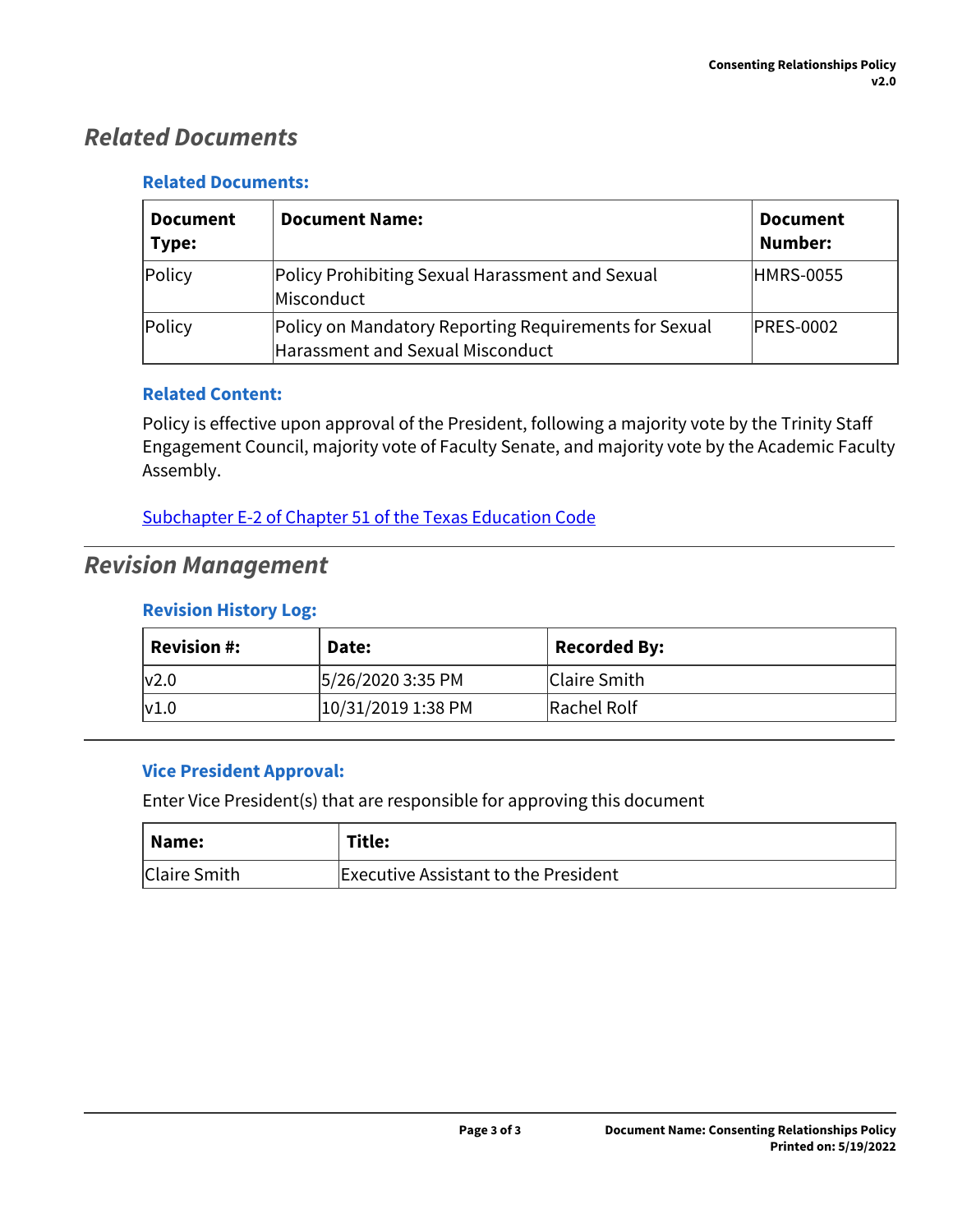## *Related Documents*

### Related Documents:

| Document Type: | Document Name: | Document Number: |
|---|---|---|
| Policy | Policy Prohibiting Sexual Harassment and Sexual Misconduct | HMRS-0055 |
| Policy | Policy on Mandatory Reporting Requirements for Sexual Harassment and Sexual Misconduct | PRES-0002 |

### Related Content:

Policy is effective upon approval of the President, following a majority vote by the Trinity Staff Engagement Council, majority vote of Faculty Senate, and majority vote by the Academic Faculty Assembly.

Subchapter E-2 of Chapter 51 of the Texas Education Code

---

## *Revision Management*

### Revision History Log:

| Revision #: | Date: | Recorded By: |
|---|---|---|
| v2.0 | 5/26/2020 3:35 PM | Claire Smith |
| v1.0 | 10/31/2019 1:38 PM | Rachel Rolf |

---

### Vice President Approval:

Enter Vice President(s) that are responsible for approving this document

| Name: | Title: |
|---|---|
| Claire Smith | Executive Assistant to the President |